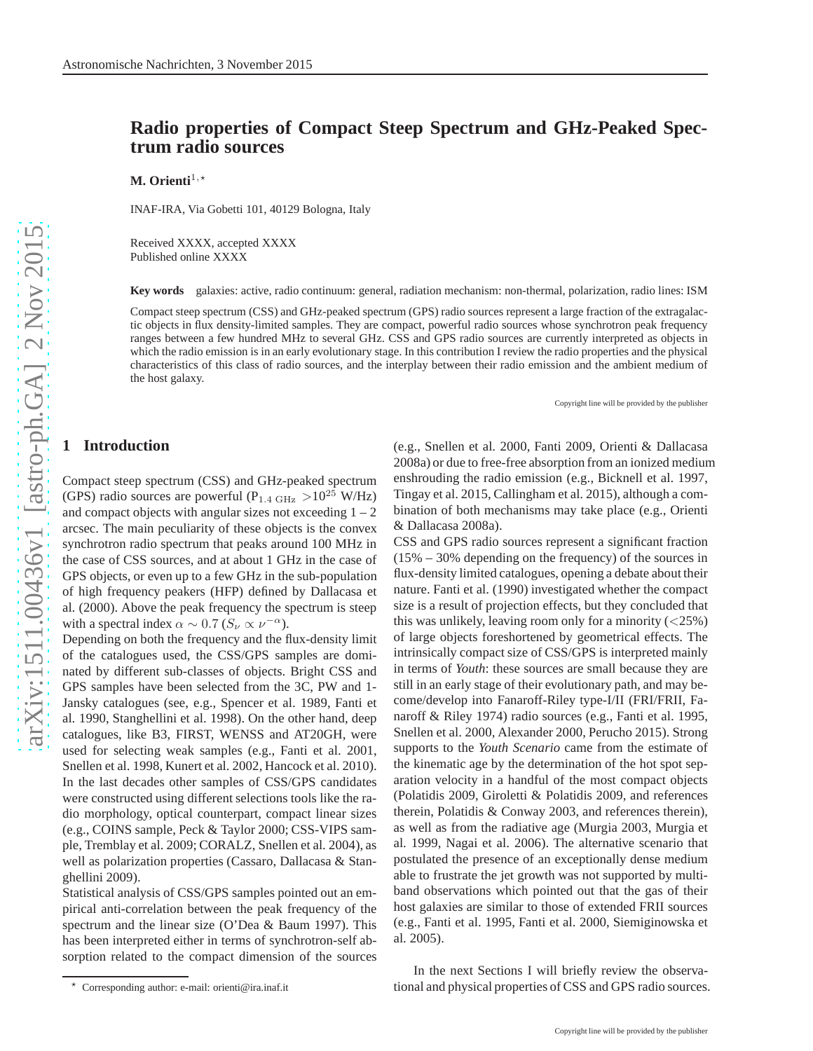# Radio properties of Compact Steep Spectrum and GHz-Peaked Spectrum radio sources

**M. Orienti**[1,⋆]

INAF-IRA, Via Gobetti 101, 40129 Bologna, Italy

Received XXXX, accepted XXXX
Published online XXXX

**Key words** galaxies: active, radio continuum: general, radiation mechanism: non-thermal, polarization, radio lines: ISM

Compact steep spectrum (CSS) and GHz-peaked spectrum (GPS) radio sources represent a large fraction of the extragalactic objects in flux density-limited samples. They are compact, powerful radio sources whose synchrotron peak frequency ranges between a few hundred MHz to several GHz. CSS and GPS radio sources are currently interpreted as objects in which the radio emission is in an early evolutionary stage. In this contribution I review the radio properties and the physical characteristics of this class of radio sources, and the interplay between their radio emission and the ambient medium of the host galaxy.

Copyright line will be provided by the publisher

## 1 Introduction

Compact steep spectrum (CSS) and GHz-peaked spectrum (GPS) radio sources are powerful ($P_{1.4\ \rm GHz}$ >$10^{25}$ W/Hz) and compact objects with angular sizes not exceeding 1 – 2 arcsec. The main peculiarity of these objects is the convex synchrotron radio spectrum that peaks around 100 MHz in the case of CSS sources, and at about 1 GHz in the case of GPS objects, or even up to a few GHz in the sub-population of high frequency peakers (HFP) defined by Dallacasa et al. (2000). Above the peak frequency the spectrum is steep with a spectral index $\alpha \sim 0.7$ ($S_{\nu} \propto \nu^{-\alpha}$).

Depending on both the frequency and the flux-density limit of the catalogues used, the CSS/GPS samples are dominated by different sub-classes of objects. Bright CSS and GPS samples have been selected from the 3C, PW and 1-Jansky catalogues (see, e.g., Spencer et al. 1989, Fanti et al. 1990, Stanghellini et al. 1998). On the other hand, deep catalogues, like B3, FIRST, WENSS and AT20GH, were used for selecting weak samples (e.g., Fanti et al. 2001, Snellen et al. 1998, Kunert et al. 2002, Hancock et al. 2010). In the last decades other samples of CSS/GPS candidates were constructed using different selections tools like the radio morphology, optical counterpart, compact linear sizes (e.g., COINS sample, Peck & Taylor 2000; CSS-VIPS sample, Tremblay et al. 2009; CORALZ, Snellen et al. 2004), as well as polarization properties (Cassaro, Dallacasa & Stanghellini 2009).

Statistical analysis of CSS/GPS samples pointed out an empirical anti-correlation between the peak frequency of the spectrum and the linear size (O'Dea & Baum 1997). This has been interpreted either in terms of synchrotron-self absorption related to the compact dimension of the sources (e.g., Snellen et al. 2000, Fanti 2009, Orienti & Dallacasa 2008a) or due to free-free absorption from an ionized medium enshrouding the radio emission (e.g., Bicknell et al. 1997, Tingay et al. 2015, Callingham et al. 2015), although a combination of both mechanisms may take place (e.g., Orienti & Dallacasa 2008a).

CSS and GPS radio sources represent a significant fraction (15% – 30% depending on the frequency) of the sources in flux-density limited catalogues, opening a debate about their nature. Fanti et al. (1990) investigated whether the compact size is a result of projection effects, but they concluded that this was unlikely, leaving room only for a minority (<25%) of large objects foreshortened by geometrical effects. The intrinsically compact size of CSS/GPS is interpreted mainly in terms of *Youth*: these sources are small because they are still in an early stage of their evolutionary path, and may become/develop into Fanaroff-Riley type-I/II (FRI/FRII, Fanaroff & Riley 1974) radio sources (e.g., Fanti et al. 1995, Snellen et al. 2000, Alexander 2000, Perucho 2015). Strong supports to the *Youth Scenario* came from the estimate of the kinematic age by the determination of the hot spot separation velocity in a handful of the most compact objects (Polatidis 2009, Giroletti & Polatidis 2009, and references therein, Polatidis & Conway 2003, and references therein), as well as from the radiative age (Murgia 2003, Murgia et al. 1999, Nagai et al. 2006). The alternative scenario that postulated the presence of an exceptionally dense medium able to frustrate the jet growth was not supported by multiband observations which pointed out that the gas of their host galaxies are similar to those of extended FRII sources (e.g., Fanti et al. 1995, Fanti et al. 2000, Siemiginowska et al. 2005).

In the next Sections I will briefly review the observational and physical properties of CSS and GPS radio sources.

⋆ Corresponding author: e-mail: orienti@ira.inaf.it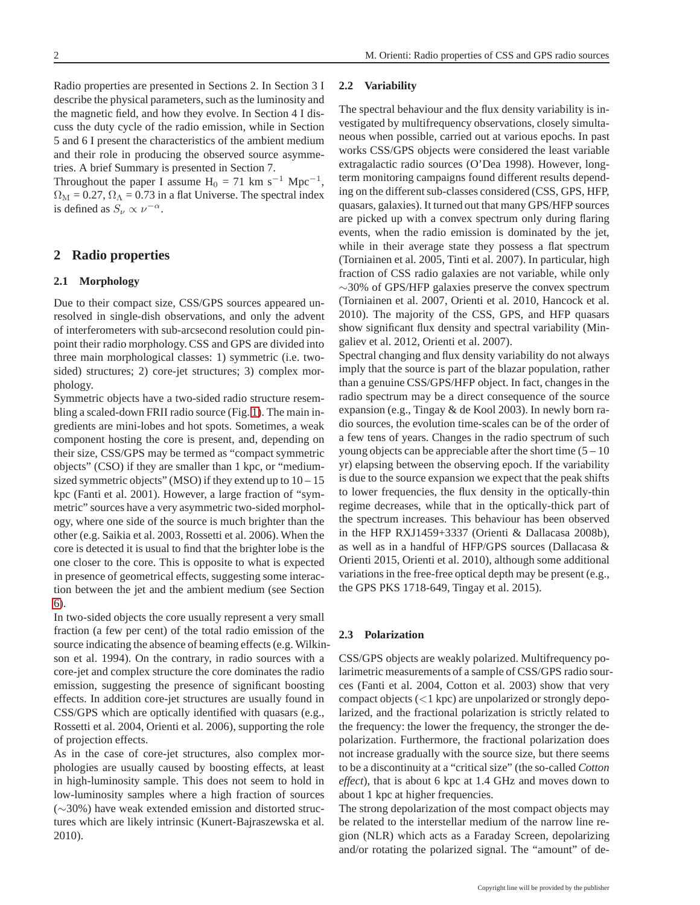Radio properties are presented in Sections 2. In Section 3 I describe the physical parameters, such as the luminosity and the magnetic field, and how they evolve. In Section 4 I discuss the duty cycle of the radio emission, while in Section 5 and 6 I present the characteristics of the ambient medium and their role in producing the observed source asymmetries. A brief Summary is presented in Section 7.

Throughout the paper I assume $H_0$ = 71 km $s^{-1}$ $Mpc^{-1}$, $\Omega_M$ = 0.27, $\Omega_\Lambda$ = 0.73 in a flat Universe. The spectral index is defined as $S_\nu \propto \nu^{-\alpha}$.

## 2 Radio properties

### 2.1 Morphology

Due to their compact size, CSS/GPS sources appeared unresolved in single-dish observations, and only the advent of interferometers with sub-arcsecond resolution could pinpoint their radio morphology. CSS and GPS are divided into three main morphological classes: 1) symmetric (i.e. two-sided) structures; 2) core-jet structures; 3) complex morphology.

Symmetric objects have a two-sided radio structure resembling a scaled-down FRII radio source (Fig. 1). The main ingredients are mini-lobes and hot spots. Sometimes, a weak component hosting the core is present, and, depending on their size, CSS/GPS may be termed as "compact symmetric objects" (CSO) if they are smaller than 1 kpc, or "medium-sized symmetric objects" (MSO) if they extend up to 10 – 15 kpc (Fanti et al. 2001). However, a large fraction of "symmetric" sources have a very asymmetric two-sided morphology, where one side of the source is much brighter than the other (e.g. Saikia et al. 2003, Rossetti et al. 2006). When the core is detected it is usual to find that the brighter lobe is the one closer to the core. This is opposite to what is expected in presence of geometrical effects, suggesting some interaction between the jet and the ambient medium (see Section 6).

In two-sided objects the core usually represent a very small fraction (a few per cent) of the total radio emission of the source indicating the absence of beaming effects (e.g. Wilkinson et al. 1994). On the contrary, in radio sources with a core-jet and complex structure the core dominates the radio emission, suggesting the presence of significant boosting effects. In addition core-jet structures are usually found in CSS/GPS which are optically identified with quasars (e.g., Rossetti et al. 2004, Orienti et al. 2006), supporting the role of projection effects.

As in the case of core-jet structures, also complex morphologies are usually caused by boosting effects, at least in high-luminosity sample. This does not seem to hold in low-luminosity samples where a high fraction of sources (∼30%) have weak extended emission and distorted structures which are likely intrinsic (Kunert-Bajraszewska et al. 2010).

### 2.2 Variability

The spectral behaviour and the flux density variability is investigated by multifrequency observations, closely simultaneous when possible, carried out at various epochs. In past works CSS/GPS objects were considered the least variable extragalactic radio sources (O'Dea 1998). However, long-term monitoring campaigns found different results depending on the different sub-classes considered (CSS, GPS, HFP, quasars, galaxies). It turned out that many GPS/HFP sources are picked up with a convex spectrum only during flaring events, when the radio emission is dominated by the jet, while in their average state they possess a flat spectrum (Torniainen et al. 2005, Tinti et al. 2007). In particular, high fraction of CSS radio galaxies are not variable, while only ∼30% of GPS/HFP galaxies preserve the convex spectrum (Torniainen et al. 2007, Orienti et al. 2010, Hancock et al. 2010). The majority of the CSS, GPS, and HFP quasars show significant flux density and spectral variability (Mingaliev et al. 2012, Orienti et al. 2007).

Spectral changing and flux density variability do not always imply that the source is part of the blazar population, rather than a genuine CSS/GPS/HFP object. In fact, changes in the radio spectrum may be a direct consequence of the source expansion (e.g., Tingay & de Kool 2003). In newly born radio sources, the evolution time-scales can be of the order of a few tens of years. Changes in the radio spectrum of such young objects can be appreciable after the short time (5 – 10 yr) elapsing between the observing epoch. If the variability is due to the source expansion we expect that the peak shifts to lower frequencies, the flux density in the optically-thin regime decreases, while that in the optically-thick part of the spectrum increases. This behaviour has been observed in the HFP RXJ1459+3337 (Orienti & Dallacasa 2008b), as well as in a handful of HFP/GPS sources (Dallacasa & Orienti 2015, Orienti et al. 2010), although some additional variations in the free-free optical depth may be present (e.g., the GPS PKS 1718-649, Tingay et al. 2015).

### 2.3 Polarization

CSS/GPS objects are weakly polarized. Multifrequency polarimetric measurements of a sample of CSS/GPS radio sources (Fanti et al. 2004, Cotton et al. 2003) show that very compact objects (<1 kpc) are unpolarized or strongly depolarized, and the fractional polarization is strictly related to the frequency: the lower the frequency, the stronger the depolarization. Furthermore, the fractional polarization does not increase gradually with the source size, but there seems to be a discontinuity at a "critical size" (the so-called *Cotton effect*), that is about 6 kpc at 1.4 GHz and moves down to about 1 kpc at higher frequencies.

The strong depolarization of the most compact objects may be related to the interstellar medium of the narrow line region (NLR) which acts as a Faraday Screen, depolarizing and/or rotating the polarized signal. The "amount" of de-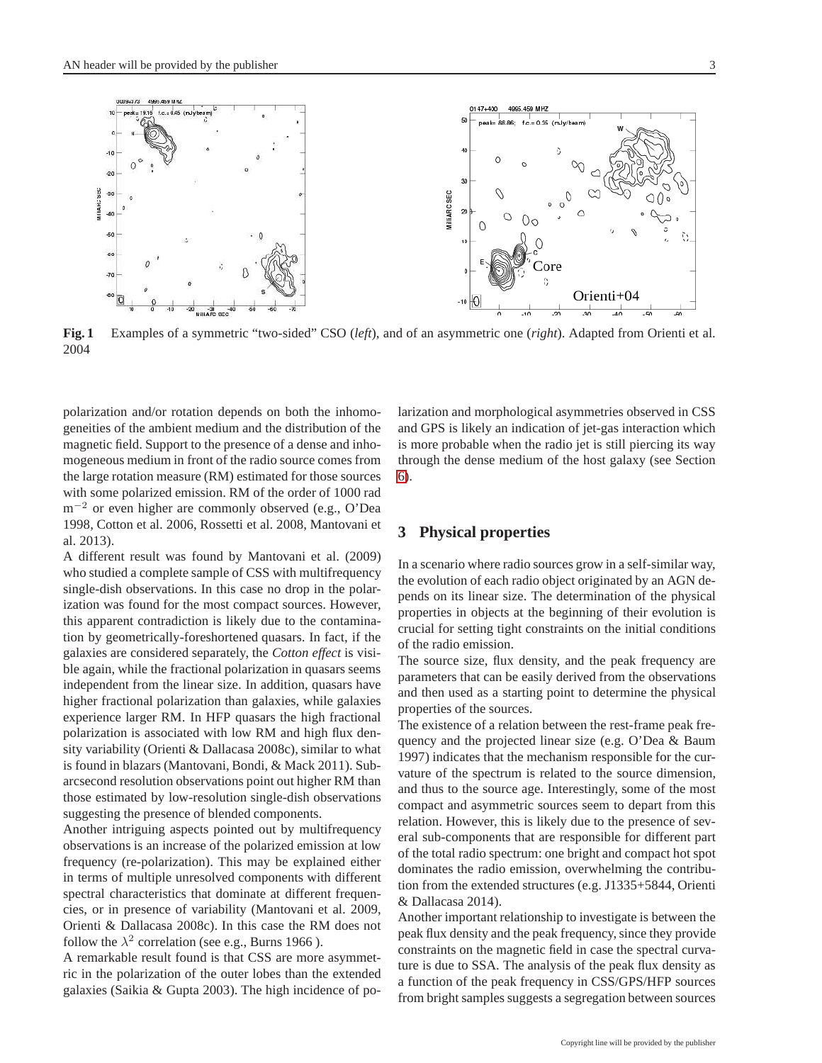**Fig. 1** Examples of a symmetric "two-sided" CSO (*left*), and of an asymmetric one (*right*). Adapted from Orienti et al. 2004

polarization and/or rotation depends on both the inhomogeneities of the ambient medium and the distribution of the magnetic field. Support to the presence of a dense and inhomogeneous medium in front of the radio source comes from the large rotation measure (RM) estimated for those sources with some polarized emission. RM of the order of 1000 rad $m^{-2}$ or even higher are commonly observed (e.g., O'Dea 1998, Cotton et al. 2006, Rossetti et al. 2008, Mantovani et al. 2013).

A different result was found by Mantovani et al. (2009) who studied a complete sample of CSS with multifrequency single-dish observations. In this case no drop in the polarization was found for the most compact sources. However, this apparent contradiction is likely due to the contamination by geometrically-foreshortened quasars. In fact, if the galaxies are considered separately, the *Cotton effect* is visible again, while the fractional polarization in quasars seems independent from the linear size. In addition, quasars have higher fractional polarization than galaxies, while galaxies experience larger RM. In HFP quasars the high fractional polarization is associated with low RM and high flux density variability (Orienti & Dallacasa 2008c), similar to what is found in blazars (Mantovani, Bondi, & Mack 2011). Subarcsecond resolution observations point out higher RM than those estimated by low-resolution single-dish observations suggesting the presence of blended components.

Another intriguing aspects pointed out by multifrequency observations is an increase of the polarized emission at low frequency (re-polarization). This may be explained either in terms of multiple unresolved components with different spectral characteristics that dominate at different frequencies, or in presence of variability (Mantovani et al. 2009, Orienti & Dallacasa 2008c). In this case the RM does not follow the $\lambda^2$ correlation (see e.g., Burns 1966 ).

A remarkable result found is that CSS are more asymmetric in the polarization of the outer lobes than the extended galaxies (Saikia & Gupta 2003). The high incidence of polarization and morphological asymmetries observed in CSS and GPS is likely an indication of jet-gas interaction which is more probable when the radio jet is still piercing its way through the dense medium of the host galaxy (see Section 6).

## 3 Physical properties

In a scenario where radio sources grow in a self-similar way, the evolution of each radio object originated by an AGN depends on its linear size. The determination of the physical properties in objects at the beginning of their evolution is crucial for setting tight constraints on the initial conditions of the radio emission.

The source size, flux density, and the peak frequency are parameters that can be easily derived from the observations and then used as a starting point to determine the physical properties of the sources.

The existence of a relation between the rest-frame peak frequency and the projected linear size (e.g. O'Dea & Baum 1997) indicates that the mechanism responsible for the curvature of the spectrum is related to the source dimension, and thus to the source age. Interestingly, some of the most compact and asymmetric sources seem to depart from this relation. However, this is likely due to the presence of several sub-components that are responsible for different part of the total radio spectrum: one bright and compact hot spot dominates the radio emission, overwhelming the contribution from the extended structures (e.g. J1335+5844, Orienti & Dallacasa 2014).

Another important relationship to investigate is between the peak flux density and the peak frequency, since they provide constraints on the magnetic field in case the spectral curvature is due to SSA. The analysis of the peak flux density as a function of the peak frequency in CSS/GPS/HFP sources from bright samples suggests a segregation between sources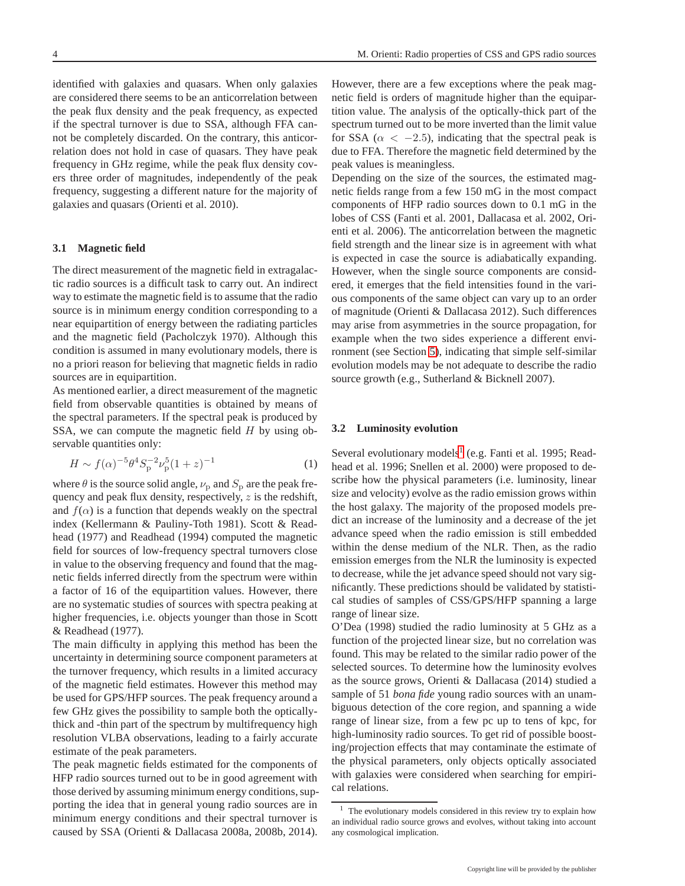identified with galaxies and quasars. When only galaxies are considered there seems to be an anticorrelation between the peak flux density and the peak frequency, as expected if the spectral turnover is due to SSA, although FFA cannot be completely discarded. On the contrary, this anticorrelation does not hold in case of quasars. They have peak frequency in GHz regime, while the peak flux density covers three order of magnitudes, independently of the peak frequency, suggesting a different nature for the majority of galaxies and quasars (Orienti et al. 2010).

### 3.1 Magnetic field

The direct measurement of the magnetic field in extragalactic radio sources is a difficult task to carry out. An indirect way to estimate the magnetic field is to assume that the radio source is in minimum energy condition corresponding to a near equipartition of energy between the radiating particles and the magnetic field (Pacholczyk 1970). Although this condition is assumed in many evolutionary models, there is no a priori reason for believing that magnetic fields in radio sources are in equipartition.

As mentioned earlier, a direct measurement of the magnetic field from observable quantities is obtained by means of the spectral parameters. If the spectral peak is produced by SSA, we can compute the magnetic field $H$ by using observable quantities only:

$$H \sim f(\alpha)^{-5}\theta^{4}S_{\rm p}^{-2}\nu_{\rm p}^{5}(1+z)^{-1} \qquad (1)$$

where $\theta$ is the source solid angle, $\nu_{\rm p}$ and $S_{\rm p}$ are the peak frequency and peak flux density, respectively, $z$ is the redshift, and $f(\alpha)$ is a function that depends weakly on the spectral index (Kellermann & Pauliny-Toth 1981). Scott & Readhead (1977) and Readhead (1994) computed the magnetic field for sources of low-frequency spectral turnovers close in value to the observing frequency and found that the magnetic fields inferred directly from the spectrum were within a factor of 16 of the equipartition values. However, there are no systematic studies of sources with spectra peaking at higher frequencies, i.e. objects younger than those in Scott & Readhead (1977).

The main difficulty in applying this method has been the uncertainty in determining source component parameters at the turnover frequency, which results in a limited accuracy of the magnetic field estimates. However this method may be used for GPS/HFP sources. The peak frequency around a few GHz gives the possibility to sample both the optically-thick and -thin part of the spectrum by multifrequency high resolution VLBA observations, leading to a fairly accurate estimate of the peak parameters.

The peak magnetic fields estimated for the components of HFP radio sources turned out to be in good agreement with those derived by assuming minimum energy conditions, supporting the idea that in general young radio sources are in minimum energy conditions and their spectral turnover is caused by SSA (Orienti & Dallacasa 2008a, 2008b, 2014). However, there are a few exceptions where the peak magnetic field is orders of magnitude higher than the equipartition value. The analysis of the optically-thick part of the spectrum turned out to be more inverted than the limit value for SSA ($\alpha < -2.5$), indicating that the spectral peak is due to FFA. Therefore the magnetic field determined by the peak values is meaningless.

Depending on the size of the sources, the estimated magnetic fields range from a few 150 mG in the most compact components of HFP radio sources down to 0.1 mG in the lobes of CSS (Fanti et al. 2001, Dallacasa et al. 2002, Orienti et al. 2006). The anticorrelation between the magnetic field strength and the linear size is in agreement with what is expected in case the source is adiabatically expanding. However, when the single source components are considered, it emerges that the field intensities found in the various components of the same object can vary up to an order of magnitude (Orienti & Dallacasa 2012). Such differences may arise from asymmetries in the source propagation, for example when the two sides experience a different environment (see Section 5), indicating that simple self-similar evolution models may be not adequate to describe the radio source growth (e.g., Sutherland & Bicknell 2007).

### 3.2 Luminosity evolution

Several evolutionary models[1] (e.g. Fanti et al. 1995; Readhead et al. 1996; Snellen et al. 2000) were proposed to describe how the physical parameters (i.e. luminosity, linear size and velocity) evolve as the radio emission grows within the host galaxy. The majority of the proposed models predict an increase of the luminosity and a decrease of the jet advance speed when the radio emission is still embedded within the dense medium of the NLR. Then, as the radio emission emerges from the NLR the luminosity is expected to decrease, while the jet advance speed should not vary significantly. These predictions should be validated by statistical studies of samples of CSS/GPS/HFP spanning a large range of linear size.

O'Dea (1998) studied the radio luminosity at 5 GHz as a function of the projected linear size, but no correlation was found. This may be related to the similar radio power of the selected sources. To determine how the luminosity evolves as the source grows, Orienti & Dallacasa (2014) studied a sample of 51 *bona fide* young radio sources with an unambiguous detection of the core region, and spanning a wide range of linear size, from a few pc up to tens of kpc, for high-luminosity radio sources. To get rid of possible boosting/projection effects that may contaminate the estimate of the physical parameters, only objects optically associated with galaxies were considered when searching for empirical relations.

[1] The evolutionary models considered in this review try to explain how an individual radio source grows and evolves, without taking into account any cosmological implication.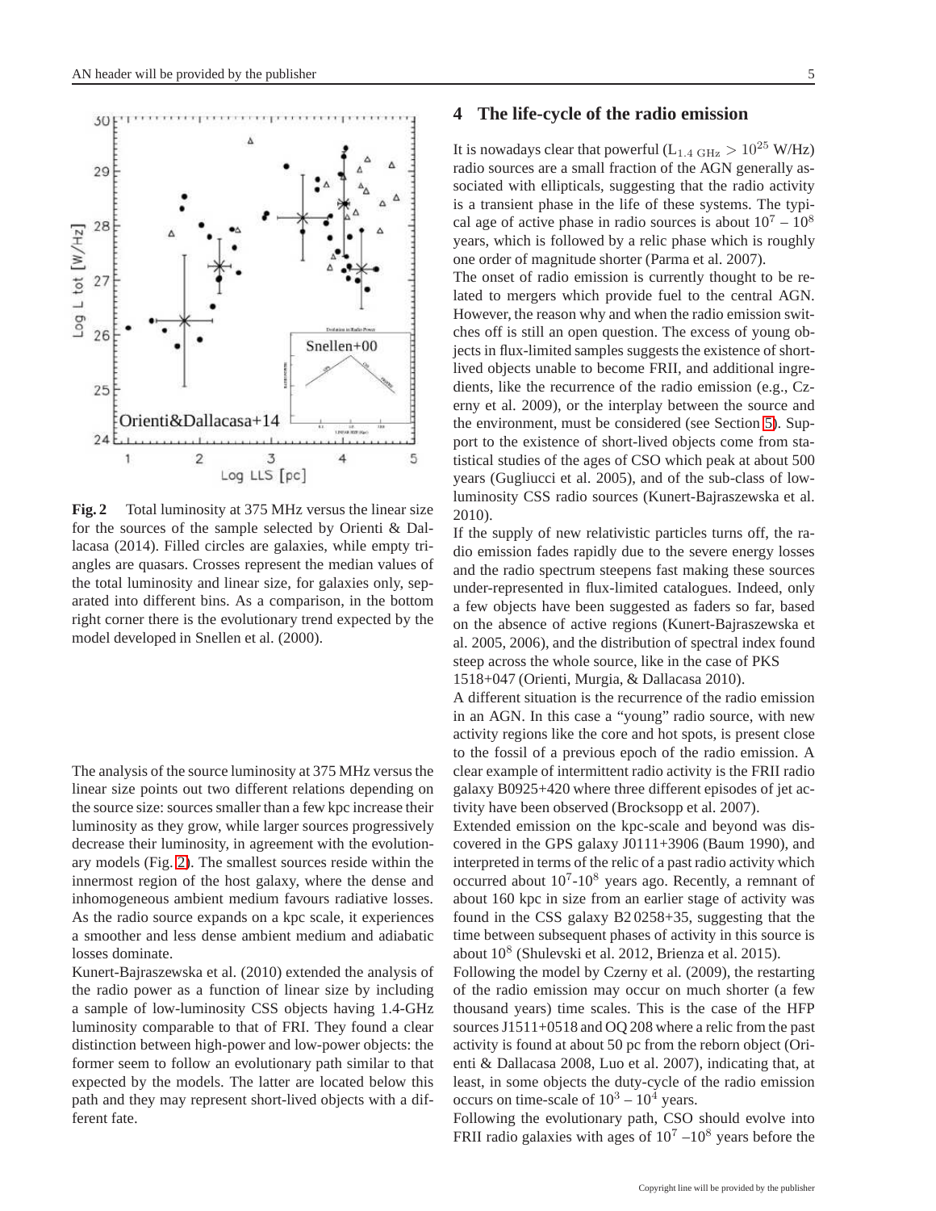**Fig. 2** Total luminosity at 375 MHz versus the linear size for the sources of the sample selected by Orienti & Dallacasa (2014). Filled circles are galaxies, while empty triangles are quasars. Crosses represent the median values of the total luminosity and linear size, for galaxies only, separated into different bins. As a comparison, in the bottom right corner there is the evolutionary trend expected by the model developed in Snellen et al. (2000).

The analysis of the source luminosity at 375 MHz versus the linear size points out two different relations depending on the source size: sources smaller than a few kpc increase their luminosity as they grow, while larger sources progressively decrease their luminosity, in agreement with the evolutionary models (Fig. 2). The smallest sources reside within the innermost region of the host galaxy, where the dense and inhomogeneous ambient medium favours radiative losses. As the radio source expands on a kpc scale, it experiences a smoother and less dense ambient medium and adiabatic losses dominate.

Kunert-Bajraszewska et al. (2010) extended the analysis of the radio power as a function of linear size by including a sample of low-luminosity CSS objects having 1.4-GHz luminosity comparable to that of FRI. They found a clear distinction between high-power and low-power objects: the former seem to follow an evolutionary path similar to that expected by the models. The latter are located below this path and they may represent short-lived objects with a different fate.

## 4 The life-cycle of the radio emission

It is nowadays clear that powerful ($L_{1.4\ \rm GHz} > 10^{25}$ W/Hz) radio sources are a small fraction of the AGN generally associated with ellipticals, suggesting that the radio activity is a transient phase in the life of these systems. The typical age of active phase in radio sources is about $10^7 - 10^8$ years, which is followed by a relic phase which is roughly one order of magnitude shorter (Parma et al. 2007).

The onset of radio emission is currently thought to be related to mergers which provide fuel to the central AGN. However, the reason why and when the radio emission switches off is still an open question. The excess of young objects in flux-limited samples suggests the existence of short-lived objects unable to become FRII, and additional ingredients, like the recurrence of the radio emission (e.g., Czerny et al. 2009), or the interplay between the source and the environment, must be considered (see Section 5). Support to the existence of short-lived objects come from statistical studies of the ages of CSO which peak at about 500 years (Gugliucci et al. 2005), and of the sub-class of low-luminosity CSS radio sources (Kunert-Bajraszewska et al. 2010).

If the supply of new relativistic particles turns off, the radio emission fades rapidly due to the severe energy losses and the radio spectrum steepens fast making these sources under-represented in flux-limited catalogues. Indeed, only a few objects have been suggested as faders so far, based on the absence of active regions (Kunert-Bajraszewska et al. 2005, 2006), and the distribution of spectral index found steep across the whole source, like in the case of PKS 1518+047 (Orienti, Murgia, & Dallacasa 2010).

A different situation is the recurrence of the radio emission in an AGN. In this case a "young" radio source, with new activity regions like the core and hot spots, is present close to the fossil of a previous epoch of the radio emission. A clear example of intermittent radio activity is the FRII radio galaxy B0925+420 where three different episodes of jet activity have been observed (Brocksopp et al. 2007).

Extended emission on the kpc-scale and beyond was discovered in the GPS galaxy J0111+3906 (Baum 1990), and interpreted in terms of the relic of a past radio activity which occurred about $10^7$-$10^8$ years ago. Recently, a remnant of about 160 kpc in size from an earlier stage of activity was found in the CSS galaxy B2 0258+35, suggesting that the time between subsequent phases of activity in this source is about $10^8$ (Shulevski et al. 2012, Brienza et al. 2015).

Following the model by Czerny et al. (2009), the restarting of the radio emission may occur on much shorter (a few thousand years) time scales. This is the case of the HFP sources J1511+0518 and OQ 208 where a relic from the past activity is found at about 50 pc from the reborn object (Orienti & Dallacasa 2008, Luo et al. 2007), indicating that, at least, in some objects the duty-cycle of the radio emission occurs on time-scale of $10^3 - 10^4$ years.

Following the evolutionary path, CSO should evolve into FRII radio galaxies with ages of $10^7$ –$10^8$ years before the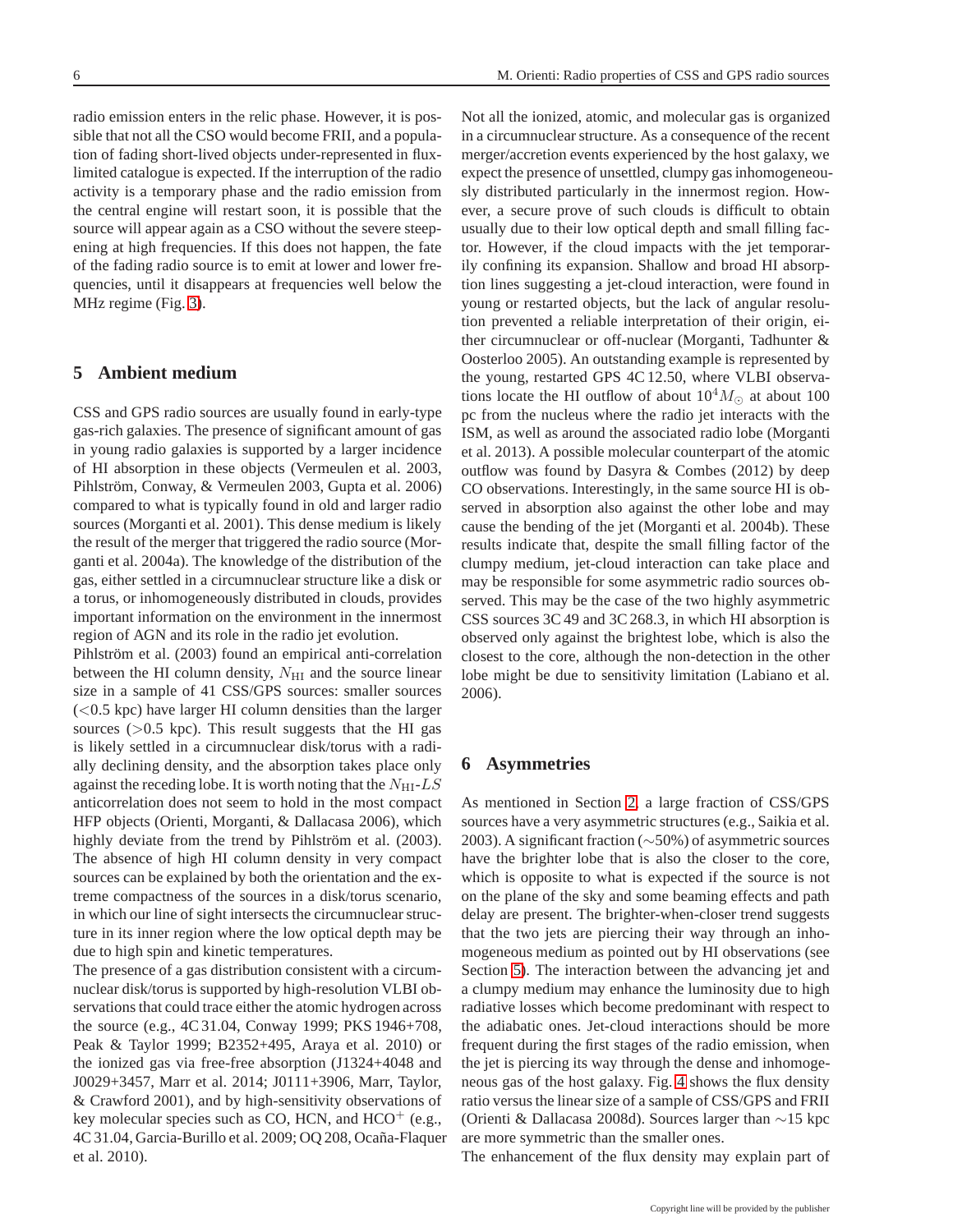radio emission enters in the relic phase. However, it is possible that not all the CSO would become FRII, and a population of fading short-lived objects under-represented in flux-limited catalogue is expected. If the interruption of the radio activity is a temporary phase and the radio emission from the central engine will restart soon, it is possible that the source will appear again as a CSO without the severe steepening at high frequencies. If this does not happen, the fate of the fading radio source is to emit at lower and lower frequencies, until it disappears at frequencies well below the MHz regime (Fig. 3).

## 5 Ambient medium

CSS and GPS radio sources are usually found in early-type gas-rich galaxies. The presence of significant amount of gas in young radio galaxies is supported by a larger incidence of HI absorption in these objects (Vermeulen et al. 2003, Pihlström, Conway, & Vermeulen 2003, Gupta et al. 2006) compared to what is typically found in old and larger radio sources (Morganti et al. 2001). This dense medium is likely the result of the merger that triggered the radio source (Morganti et al. 2004a). The knowledge of the distribution of the gas, either settled in a circumnuclear structure like a disk or a torus, or inhomogeneously distributed in clouds, provides important information on the environment in the innermost region of AGN and its role in the radio jet evolution.

Pihlström et al. (2003) found an empirical anti-correlation between the HI column density, $N_{\rm HI}$ and the source linear size in a sample of 41 CSS/GPS sources: smaller sources ($<$0.5 kpc) have larger HI column densities than the larger sources ($>$0.5 kpc). This result suggests that the HI gas is likely settled in a circumnuclear disk/torus with a radially declining density, and the absorption takes place only against the receding lobe. It is worth noting that the $N_{\rm HI}$-$LS$ anticorrelation does not seem to hold in the most compact HFP objects (Orienti, Morganti, & Dallacasa 2006), which highly deviate from the trend by Pihlström et al. (2003). The absence of high HI column density in very compact sources can be explained by both the orientation and the extreme compactness of the sources in a disk/torus scenario, in which our line of sight intersects the circumnuclear structure in its inner region where the low optical depth may be due to high spin and kinetic temperatures.

The presence of a gas distribution consistent with a circumnuclear disk/torus is supported by high-resolution VLBI observations that could trace either the atomic hydrogen across the source (e.g., 4C 31.04, Conway 1999; PKS 1946+708, Peak & Taylor 1999; B2352+495, Araya et al. 2010) or the ionized gas via free-free absorption (J1324+4048 and J0029+3457, Marr et al. 2014; J0111+3906, Marr, Taylor, & Crawford 2001), and by high-sensitivity observations of key molecular species such as CO, HCN, and $HCO^+$ (e.g., 4C 31.04, Garcia-Burillo et al. 2009; OQ 208, Ocaña-Flaquer et al. 2010).

Not all the ionized, atomic, and molecular gas is organized in a circumnuclear structure. As a consequence of the recent merger/accretion events experienced by the host galaxy, we expect the presence of unsettled, clumpy gas inhomogeneously distributed particularly in the innermost region. However, a secure prove of such clouds is difficult to obtain usually due to their low optical depth and small filling factor. However, if the cloud impacts with the jet temporarily confining its expansion. Shallow and broad HI absorption lines suggesting a jet-cloud interaction, were found in young or restarted objects, but the lack of angular resolution prevented a reliable interpretation of their origin, either circumnuclear or off-nuclear (Morganti, Tadhunter & Oosterloo 2005). An outstanding example is represented by the young, restarted GPS 4C 12.50, where VLBI observations locate the HI outflow of about $10^4 M_{\odot}$ at about 100 pc from the nucleus where the radio jet interacts with the ISM, as well as around the associated radio lobe (Morganti et al. 2013). A possible molecular counterpart of the atomic outflow was found by Dasyra & Combes (2012) by deep CO observations. Interestingly, in the same source HI is observed in absorption also against the other lobe and may cause the bending of the jet (Morganti et al. 2004b). These results indicate that, despite the small filling factor of the clumpy medium, jet-cloud interaction can take place and may be responsible for some asymmetric radio sources observed. This may be the case of the two highly asymmetric CSS sources 3C 49 and 3C 268.3, in which HI absorption is observed only against the brightest lobe, which is also the closest to the core, although the non-detection in the other lobe might be due to sensitivity limitation (Labiano et al. 2006).

## 6 Asymmetries

As mentioned in Section 2, a large fraction of CSS/GPS sources have a very asymmetric structures (e.g., Saikia et al. 2003). A significant fraction ($\sim$50%) of asymmetric sources have the brighter lobe that is also the closer to the core, which is opposite to what is expected if the source is not on the plane of the sky and some beaming effects and path delay are present. The brighter-when-closer trend suggests that the two jets are piercing their way through an inhomogeneous medium as pointed out by HI observations (see Section 5). The interaction between the advancing jet and a clumpy medium may enhance the luminosity due to high radiative losses which become predominant with respect to the adiabatic ones. Jet-cloud interactions should be more frequent during the first stages of the radio emission, when the jet is piercing its way through the dense and inhomogeneous gas of the host galaxy. Fig. 4 shows the flux density ratio versus the linear size of a sample of CSS/GPS and FRII (Orienti & Dallacasa 2008d). Sources larger than $\sim$15 kpc are more symmetric than the smaller ones.

The enhancement of the flux density may explain part of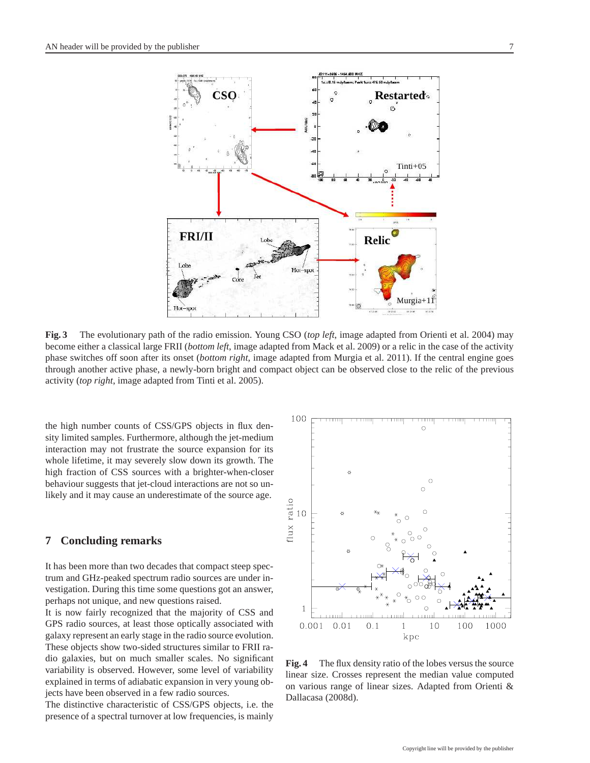**Fig. 3** The evolutionary path of the radio emission. Young CSO (*top left*, image adapted from Orienti et al. 2004) may become either a classical large FRII (*bottom left*, image adapted from Mack et al. 2009) or a relic in the case of the activity phase switches off soon after its onset (*bottom right*, image adapted from Murgia et al. 2011). If the central engine goes through another active phase, a newly-born bright and compact object can be observed close to the relic of the previous activity (*top right*, image adapted from Tinti et al. 2005).

the high number counts of CSS/GPS objects in flux density limited samples. Furthermore, although the jet-medium interaction may not frustrate the source expansion for its whole lifetime, it may severely slow down its growth. The high fraction of CSS sources with a brighter-when-closer behaviour suggests that jet-cloud interactions are not so unlikely and it may cause an underestimate of the source age.

## 7 Concluding remarks

It has been more than two decades that compact steep spectrum and GHz-peaked spectrum radio sources are under investigation. During this time some questions got an answer, perhaps not unique, and new questions raised.

It is now fairly recognized that the majority of CSS and GPS radio sources, at least those optically associated with galaxy represent an early stage in the radio source evolution. These objects show two-sided structures similar to FRII radio galaxies, but on much smaller scales. No significant variability is observed. However, some level of variability explained in terms of adiabatic expansion in very young objects have been observed in a few radio sources.

The distinctive characteristic of CSS/GPS objects, i.e. the presence of a spectral turnover at low frequencies, is mainly

**Fig. 4** The flux density ratio of the lobes versus the source linear size. Crosses represent the median value computed on various range of linear sizes. Adapted from Orienti & Dallacasa (2008d).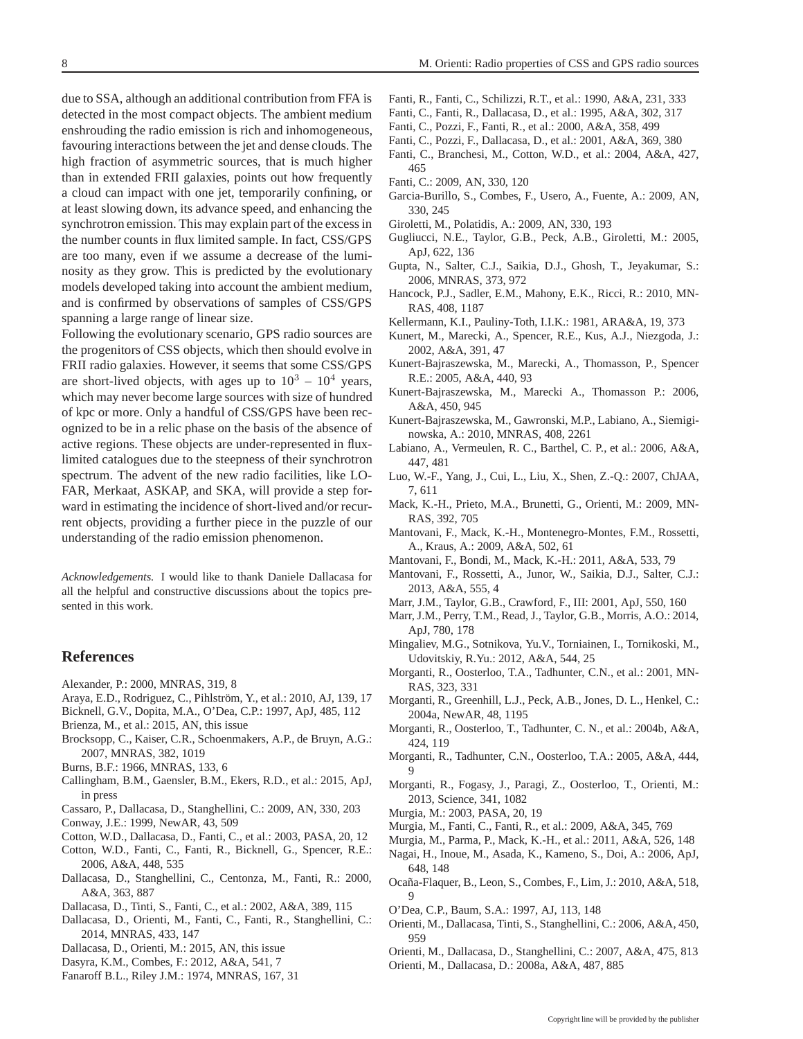due to SSA, although an additional contribution from FFA is detected in the most compact objects. The ambient medium enshrouding the radio emission is rich and inhomogeneous, favouring interactions between the jet and dense clouds. The high fraction of asymmetric sources, that is much higher than in extended FRII galaxies, points out how frequently a cloud can impact with one jet, temporarily confining, or at least slowing down, its advance speed, and enhancing the synchrotron emission. This may explain part of the excess in the number counts in flux limited sample. In fact, CSS/GPS are too many, even if we assume a decrease of the luminosity as they grow. This is predicted by the evolutionary models developed taking into account the ambient medium, and is confirmed by observations of samples of CSS/GPS spanning a large range of linear size.

Following the evolutionary scenario, GPS radio sources are the progenitors of CSS objects, which then should evolve in FRII radio galaxies. However, it seems that some CSS/GPS are short-lived objects, with ages up to $10^3$ – $10^4$ years, which may never become large sources with size of hundred of kpc or more. Only a handful of CSS/GPS have been recognized to be in a relic phase on the basis of the absence of active regions. These objects are under-represented in flux-limited catalogues due to the steepness of their synchrotron spectrum. The advent of the new radio facilities, like LOFAR, Merkaat, ASKAP, and SKA, will provide a step forward in estimating the incidence of short-lived and/or recurrent objects, providing a further piece in the puzzle of our understanding of the radio emission phenomenon.

*Acknowledgements.* I would like to thank Daniele Dallacasa for all the helpful and constructive discussions about the topics presented in this work.

## References

Alexander, P.: 2000, MNRAS, 319, 8
Araya, E.D., Rodriguez, C., Pihlström, Y., et al.: 2010, AJ, 139, 17
Bicknell, G.V., Dopita, M.A., O'Dea, C.P.: 1997, ApJ, 485, 112
Brienza, M., et al.: 2015, AN, this issue
Brocksopp, C., Kaiser, C.R., Schoenmakers, A.P., de Bruyn, A.G.: 2007, MNRAS, 382, 1019
Burns, B.F.: 1966, MNRAS, 133, 6
Callingham, B.M., Gaensler, B.M., Ekers, R.D., et al.: 2015, ApJ, in press
Cassaro, P., Dallacasa, D., Stanghellini, C.: 2009, AN, 330, 203
Conway, J.E.: 1999, NewAR, 43, 509
Cotton, W.D., Dallacasa, D., Fanti, C., et al.: 2003, PASA, 20, 12
Cotton, W.D., Fanti, C., Fanti, R., Bicknell, G., Spencer, R.E.: 2006, A&A, 448, 535
Dallacasa, D., Stanghellini, C., Centonza, M., Fanti, R.: 2000, A&A, 363, 887
Dallacasa, D., Tinti, S., Fanti, C., et al.: 2002, A&A, 389, 115
Dallacasa, D., Orienti, M., Fanti, C., Fanti, R., Stanghellini, C.: 2014, MNRAS, 433, 147
Dallacasa, D., Orienti, M.: 2015, AN, this issue
Dasyra, K.M., Combes, F.: 2012, A&A, 541, 7
Fanaroff B.L., Riley J.M.: 1974, MNRAS, 167, 31
Fanti, R., Fanti, C., Schilizzi, R.T., et al.: 1990, A&A, 231, 333
Fanti, C., Fanti, R., Dallacasa, D., et al.: 1995, A&A, 302, 317
Fanti, C., Pozzi, F., Fanti, R., et al.: 2000, A&A, 358, 499
Fanti, C., Pozzi, F., Dallacasa, D., et al.: 2001, A&A, 369, 380
Fanti, C., Branchesi, M., Cotton, W.D., et al.: 2004, A&A, 427, 465
Fanti, C.: 2009, AN, 330, 120
Garcia-Burillo, S., Combes, F., Usero, A., Fuente, A.: 2009, AN, 330, 245
Giroletti, M., Polatidis, A.: 2009, AN, 330, 193
Gugliucci, N.E., Taylor, G.B., Peck, A.B., Giroletti, M.: 2005, ApJ, 622, 136
Gupta, N., Salter, C.J., Saikia, D.J., Ghosh, T., Jeyakumar, S.: 2006, MNRAS, 373, 972
Hancock, P.J., Sadler, E.M., Mahony, E.K., Ricci, R.: 2010, MNRAS, 408, 1187
Kellermann, K.I., Pauliny-Toth, I.I.K.: 1981, ARA&A, 19, 373
Kunert, M., Marecki, A., Spencer, R.E., Kus, A.J., Niezgoda, J.: 2002, A&A, 391, 47
Kunert-Bajraszewska, M., Marecki, A., Thomasson, P., Spencer R.E.: 2005, A&A, 440, 93
Kunert-Bajraszewska, M., Marecki A., Thomasson P.: 2006, A&A, 450, 945
Kunert-Bajraszewska, M., Gawronski, M.P., Labiano, A., Siemiginowska, A.: 2010, MNRAS, 408, 2261
Labiano, A., Vermeulen, R. C., Barthel, C. P., et al.: 2006, A&A, 447, 481
Luo, W.-F., Yang, J., Cui, L., Liu, X., Shen, Z.-Q.: 2007, ChJAA, 7, 611
Mack, K.-H., Prieto, M.A., Brunetti, G., Orienti, M.: 2009, MNRAS, 392, 705
Mantovani, F., Mack, K.-H., Montenegro-Montes, F.M., Rossetti, A., Kraus, A.: 2009, A&A, 502, 61
Mantovani, F., Bondi, M., Mack, K.-H.: 2011, A&A, 533, 79
Mantovani, F., Rossetti, A., Junor, W., Saikia, D.J., Salter, C.J.: 2013, A&A, 555, 4
Marr, J.M., Taylor, G.B., Crawford, F., III: 2001, ApJ, 550, 160
Marr, J.M., Perry, T.M., Read, J., Taylor, G.B., Morris, A.O.: 2014, ApJ, 780, 178
Mingaliev, M.G., Sotnikova, Yu.V., Torniainen, I., Tornikoski, M., Udovitskiy, R.Yu.: 2012, A&A, 544, 25
Morganti, R., Oosterloo, T.A., Tadhunter, C.N., et al.: 2001, MNRAS, 323, 331
Morganti, R., Greenhill, L.J., Peck, A.B., Jones, D. L., Henkel, C.: 2004a, NewAR, 48, 1195
Morganti, R., Oosterloo, T., Tadhunter, C. N., et al.: 2004b, A&A, 424, 119
Morganti, R., Tadhunter, C.N., Oosterloo, T.A.: 2005, A&A, 444, 9
Morganti, R., Fogasy, J., Paragi, Z., Oosterloo, T., Orienti, M.: 2013, Science, 341, 1082
Murgia, M.: 2003, PASA, 20, 19
Murgia, M., Fanti, C., Fanti, R., et al.: 2009, A&A, 345, 769
Murgia, M., Parma, P., Mack, K.-H., et al.: 2011, A&A, 526, 148
Nagai, H., Inoue, M., Asada, K., Kameno, S., Doi, A.: 2006, ApJ, 648, 148
Ocaña-Flaquer, B., Leon, S., Combes, F., Lim, J.: 2010, A&A, 518, 9
O'Dea, C.P., Baum, S.A.: 1997, AJ, 113, 148
Orienti, M., Dallacasa, Tinti, S., Stanghellini, C.: 2006, A&A, 450, 959
Orienti, M., Dallacasa, D., Stanghellini, C.: 2007, A&A, 475, 813
Orienti, M., Dallacasa, D.: 2008a, A&A, 487, 885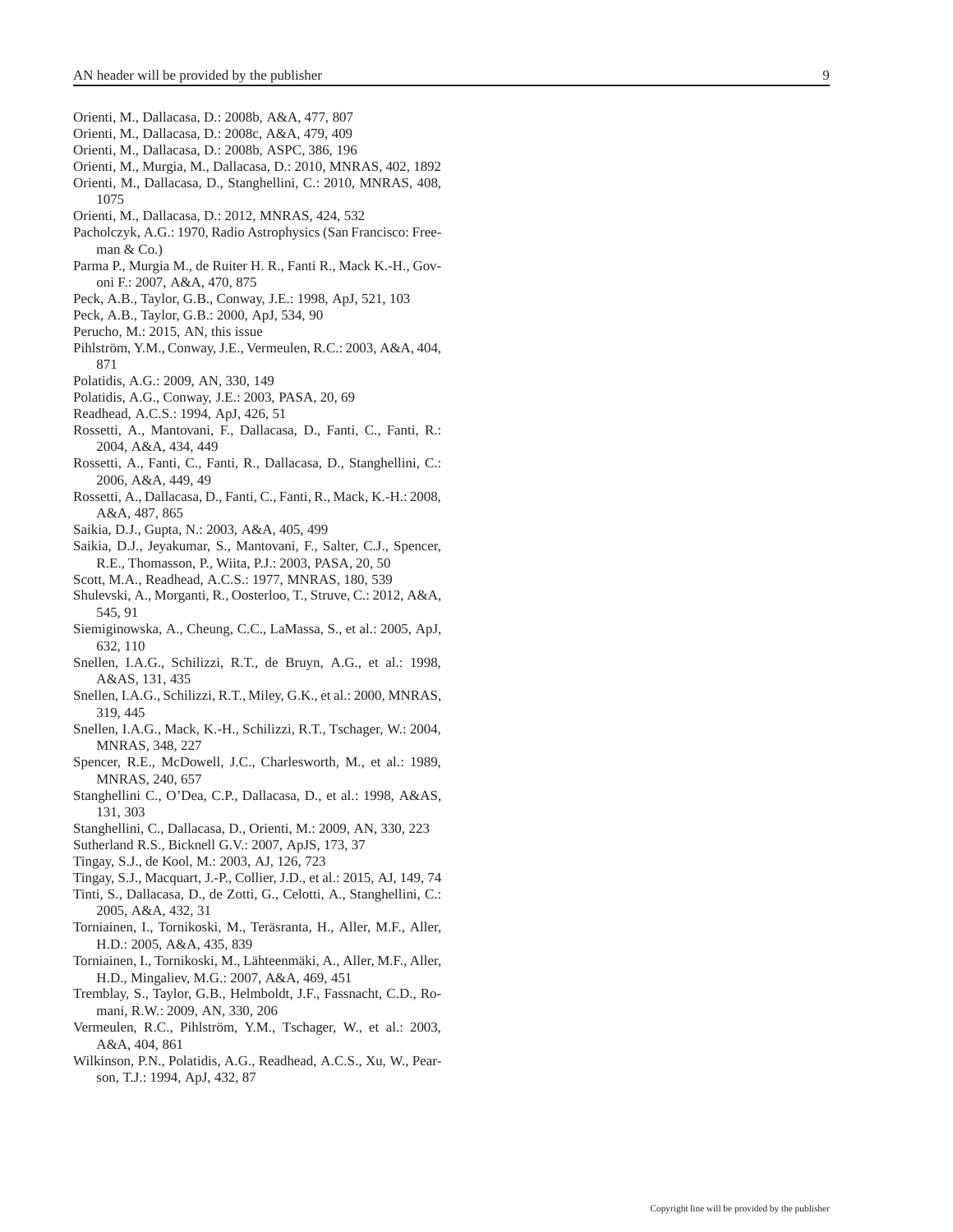Orienti, M., Dallacasa, D.: 2008b, A&A, 477, 807

Orienti, M., Dallacasa, D.: 2008c, A&A, 479, 409

Orienti, M., Dallacasa, D.: 2008b, ASPC, 386, 196

Orienti, M., Murgia, M., Dallacasa, D.: 2010, MNRAS, 402, 1892

Orienti, M., Dallacasa, D., Stanghellini, C.: 2010, MNRAS, 408, 1075

Orienti, M., Dallacasa, D.: 2012, MNRAS, 424, 532

Pacholczyk, A.G.: 1970, Radio Astrophysics (San Francisco: Freeman & Co.)

Parma P., Murgia M., de Ruiter H. R., Fanti R., Mack K.-H., Govoni F.: 2007, A&A, 470, 875

Peck, A.B., Taylor, G.B., Conway, J.E.: 1998, ApJ, 521, 103

Peck, A.B., Taylor, G.B.: 2000, ApJ, 534, 90

Perucho, M.: 2015, AN, this issue

Pihlström, Y.M., Conway, J.E., Vermeulen, R.C.: 2003, A&A, 404, 871

Polatidis, A.G.: 2009, AN, 330, 149

Polatidis, A.G., Conway, J.E.: 2003, PASA, 20, 69

Readhead, A.C.S.: 1994, ApJ, 426, 51

Rossetti, A., Mantovani, F., Dallacasa, D., Fanti, C., Fanti, R.: 2004, A&A, 434, 449

Rossetti, A., Fanti, C., Fanti, R., Dallacasa, D., Stanghellini, C.: 2006, A&A, 449, 49

Rossetti, A., Dallacasa, D., Fanti, C., Fanti, R., Mack, K.-H.: 2008, A&A, 487, 865

Saikia, D.J., Gupta, N.: 2003, A&A, 405, 499

Saikia, D.J., Jeyakumar, S., Mantovani, F., Salter, C.J., Spencer, R.E., Thomasson, P., Wiita, P.J.: 2003, PASA, 20, 50

Scott, M.A., Readhead, A.C.S.: 1977, MNRAS, 180, 539

Shulevski, A., Morganti, R., Oosterloo, T., Struve, C.: 2012, A&A, 545, 91

Siemiginowska, A., Cheung, C.C., LaMassa, S., et al.: 2005, ApJ, 632, 110

Snellen, I.A.G., Schilizzi, R.T., de Bruyn, A.G., et al.: 1998, A&AS, 131, 435

Snellen, I.A.G., Schilizzi, R.T., Miley, G.K., et al.: 2000, MNRAS, 319, 445

Snellen, I.A.G., Mack, K.-H., Schilizzi, R.T., Tschager, W.: 2004, MNRAS, 348, 227

Spencer, R.E., McDowell, J.C., Charlesworth, M., et al.: 1989, MNRAS, 240, 657

Stanghellini C., O'Dea, C.P., Dallacasa, D., et al.: 1998, A&AS, 131, 303

Stanghellini, C., Dallacasa, D., Orienti, M.: 2009, AN, 330, 223

Sutherland R.S., Bicknell G.V.: 2007, ApJS, 173, 37

Tingay, S.J., de Kool, M.: 2003, AJ, 126, 723

Tingay, S.J., Macquart, J.-P., Collier, J.D., et al.: 2015, AJ, 149, 74

Tinti, S., Dallacasa, D., de Zotti, G., Celotti, A., Stanghellini, C.: 2005, A&A, 432, 31

Torniainen, I., Tornikoski, M., Teräsranta, H., Aller, M.F., Aller, H.D.: 2005, A&A, 435, 839

Torniainen, I., Tornikoski, M., Lähteenmäki, A., Aller, M.F., Aller, H.D., Mingaliev, M.G.: 2007, A&A, 469, 451

Tremblay, S., Taylor, G.B., Helmboldt, J.F., Fassnacht, C.D., Romani, R.W.: 2009, AN, 330, 206

Vermeulen, R.C., Pihlström, Y.M., Tschager, W., et al.: 2003, A&A, 404, 861

Wilkinson, P.N., Polatidis, A.G., Readhead, A.C.S., Xu, W., Pearson, T.J.: 1994, ApJ, 432, 87